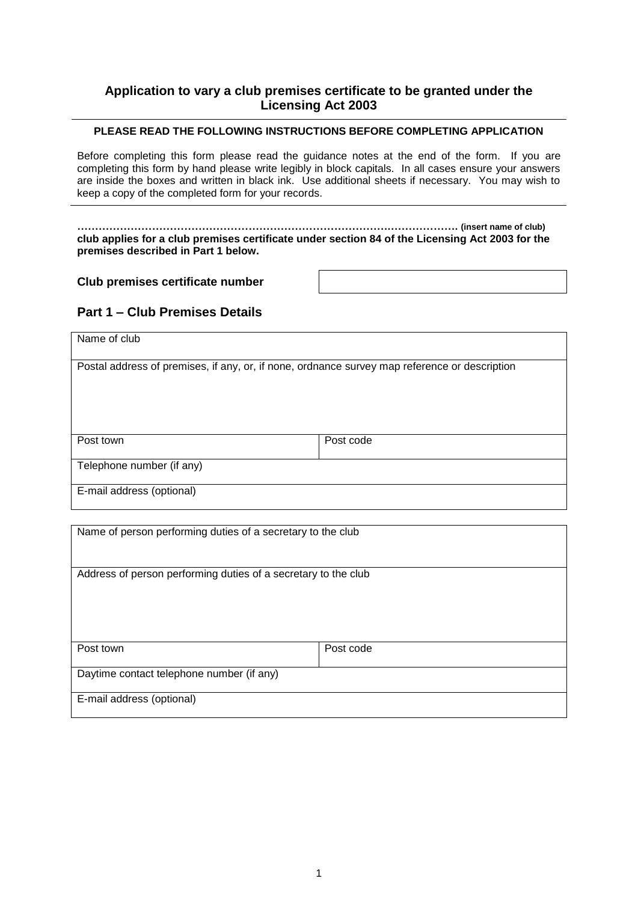# Application to vary a club premises certificate to be granted under the Licensing Act 2003

**PLEASE READ THE FOLLOWING INSTRUCTIONS BEFORE COMPLETING APPLICATION**

Before completing this form please read the guidance notes at the end of the form. If you are completing this form by hand please write legibly in block capitals. In all cases ensure your answers are inside the boxes and written in black ink. Use additional sheets if necessary. You may wish to keep a copy of the completed form for your records.

**………………………………………………………………………………………… (insert name of club) club applies for a club premises certificate under section 84 of the Licensing Act 2003 for the premises described in Part 1 below.**

| | |
|---|---|
| **Club premises certificate number** | |

## Part 1 – Club Premises Details

| | |
|---|---|
| Name of club | |
| Postal address of premises, if any, or, if none, ordnance survey map reference or description | |
| Post town | Post code |
| Telephone number (if any) | |
| E-mail address (optional) | |

| | |
|---|---|
| Name of person performing duties of a secretary to the club | |
| Address of person performing duties of a secretary to the club | |
| Post town | Post code |
| Daytime contact telephone number (if any) | |
| E-mail address (optional) | |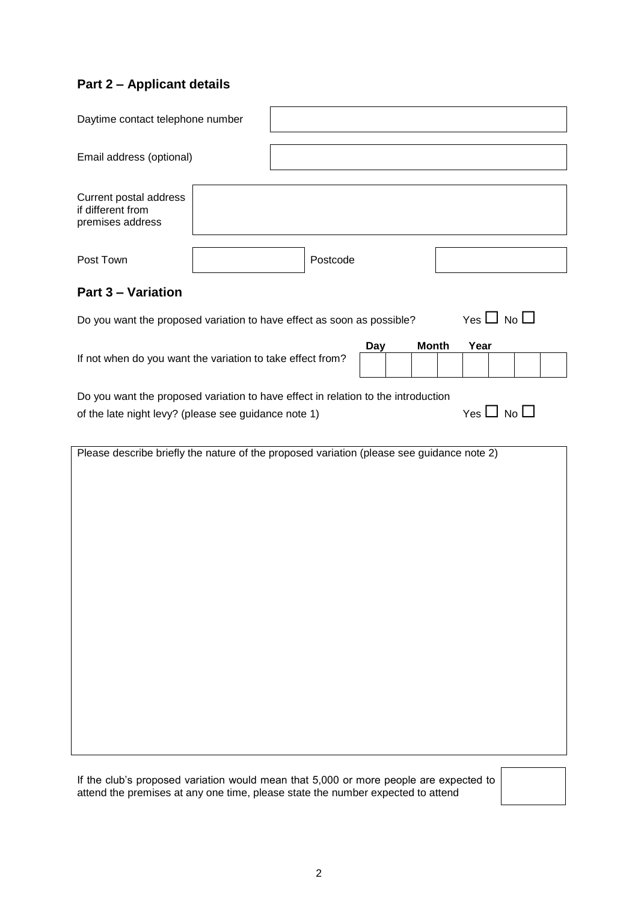## Part 2 – Applicant details

| | |
|---|---|
| Daytime contact telephone number | |
| Email address (optional) | |
| Current postal address if different from premises address | |

| | | | |
|---|---|---|---|
| Post Town | | Postcode | |

## Part 3 – Variation

Do you want the proposed variation to have effect as soon as possible? Yes ☐ No ☐

If not when do you want the variation to take effect from?

| Day | | Month | | Year | | | |
|---|---|---|---|---|---|---|---|
| | | | | | | | |

Do you want the proposed variation to have effect in relation to the introduction of the late night levy? (please see guidance note 1) Yes ☐ No ☐

| |
|---|
| Please describe briefly the nature of the proposed variation (please see guidance note 2) |

If the club's proposed variation would mean that 5,000 or more people are expected to attend the premises at any one time, please state the number expected to attend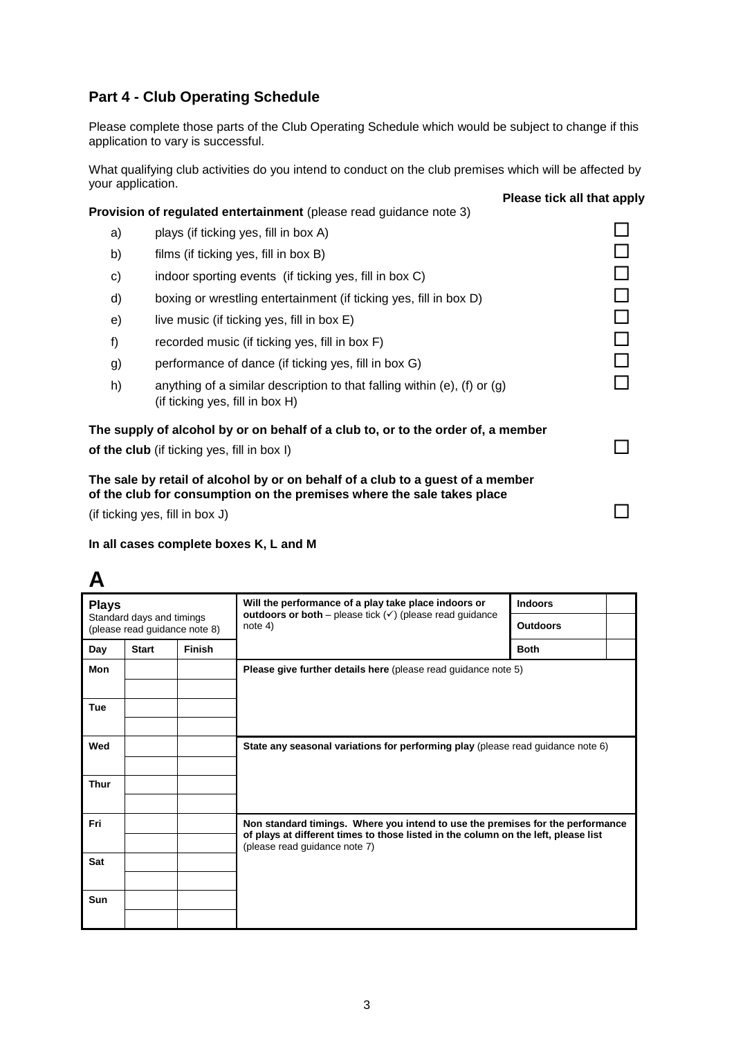## Part 4 - Club Operating Schedule

Please complete those parts of the Club Operating Schedule which would be subject to change if this application to vary is successful.

What qualifying club activities do you intend to conduct on the club premises which will be affected by your application.

**Please tick all that apply**

**Provision of regulated entertainment** (please read guidance note 3)

| | | |
|---|---|---|
| a) | plays (if ticking yes, fill in box A) | ☐ |
| b) | films (if ticking yes, fill in box B) | ☐ |
| c) | indoor sporting events (if ticking yes, fill in box C) | ☐ |
| d) | boxing or wrestling entertainment (if ticking yes, fill in box D) | ☐ |
| e) | live music (if ticking yes, fill in box E) | ☐ |
| f) | recorded music (if ticking yes, fill in box F) | ☐ |
| g) | performance of dance (if ticking yes, fill in box G) | ☐ |
| h) | anything of a similar description to that falling within (e), (f) or (g) (if ticking yes, fill in box H) | ☐ |

**The supply of alcohol by or on behalf of a club to, or to the order of, a member of the club** (if ticking yes, fill in box I) ☐

**The sale by retail of alcohol by or on behalf of a club to a guest of a member of the club for consumption on the premises where the sale takes place** (if ticking yes, fill in box J) ☐

**In all cases complete boxes K, L and M**

# A

| **Plays** Standard days and timings (please read guidance note 8) | | | **Will the performance of a play take place indoors or outdoors or both** – please tick (✓) (please read guidance note 4) | **Indoors** | |
|---|---|---|---|---|---|
| | | | | **Outdoors** | |
| **Day** | **Start** | **Finish** | | **Both** | |
| **Mon** | | | **Please give further details here** (please read guidance note 5) | | |
| | | | | | |
| **Tue** | | | | | |
| | | | | | |
| **Wed** | | | **State any seasonal variations for performing play** (please read guidance note 6) | | |
| | | | | | |
| **Thur** | | | | | |
| | | | | | |
| **Fri** | | | **Non standard timings. Where you intend to use the premises for the performance of plays at different times to those listed in the column on the left, please list** (please read guidance note 7) | | |
| | | | | | |
| **Sat** | | | | | |
| | | | | | |
| **Sun** | | | | | |
| | | | | | |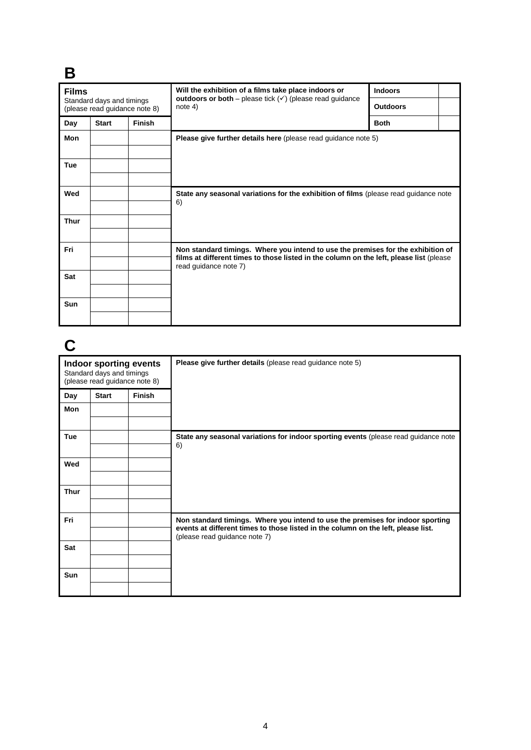# B

**Films**
Standard days and timings (please read guidance note 8)

| Day | Start | Finish |
|---|---|---|
| **Mon** | | |
| | | |
| **Tue** | | |
| | | |
| **Wed** | | |
| | | |
| **Thur** | | |
| | | |
| **Fri** | | |
| | | |
| **Sat** | | |
| | | |
| **Sun** | | |
| | | |

**Will the exhibition of a films take place indoors or outdoors or both** – please tick (✓) (please read guidance note 4)

| | |
|---|---|
| **Indoors** | |
| **Outdoors** | |
| **Both** | |

**Please give further details here** (please read guidance note 5)

**State any seasonal variations for the exhibition of films** (please read guidance note 6)

**Non standard timings. Where you intend to use the premises for the exhibition of films at different times to those listed in the column on the left, please list** (please read guidance note 7)

# C

**Indoor sporting events**
Standard days and timings (please read guidance note 8)

| Day | Start | Finish |
|---|---|---|
| **Mon** | | |
| | | |
| **Tue** | | |
| | | |
| **Wed** | | |
| | | |
| **Thur** | | |
| | | |
| **Fri** | | |
| | | |
| **Sat** | | |
| | | |
| **Sun** | | |
| | | |

**Please give further details** (please read guidance note 5)

**State any seasonal variations for indoor sporting events** (please read guidance note 6)

**Non standard timings. Where you intend to use the premises for indoor sporting events at different times to those listed in the column on the left, please list.** (please read guidance note 7)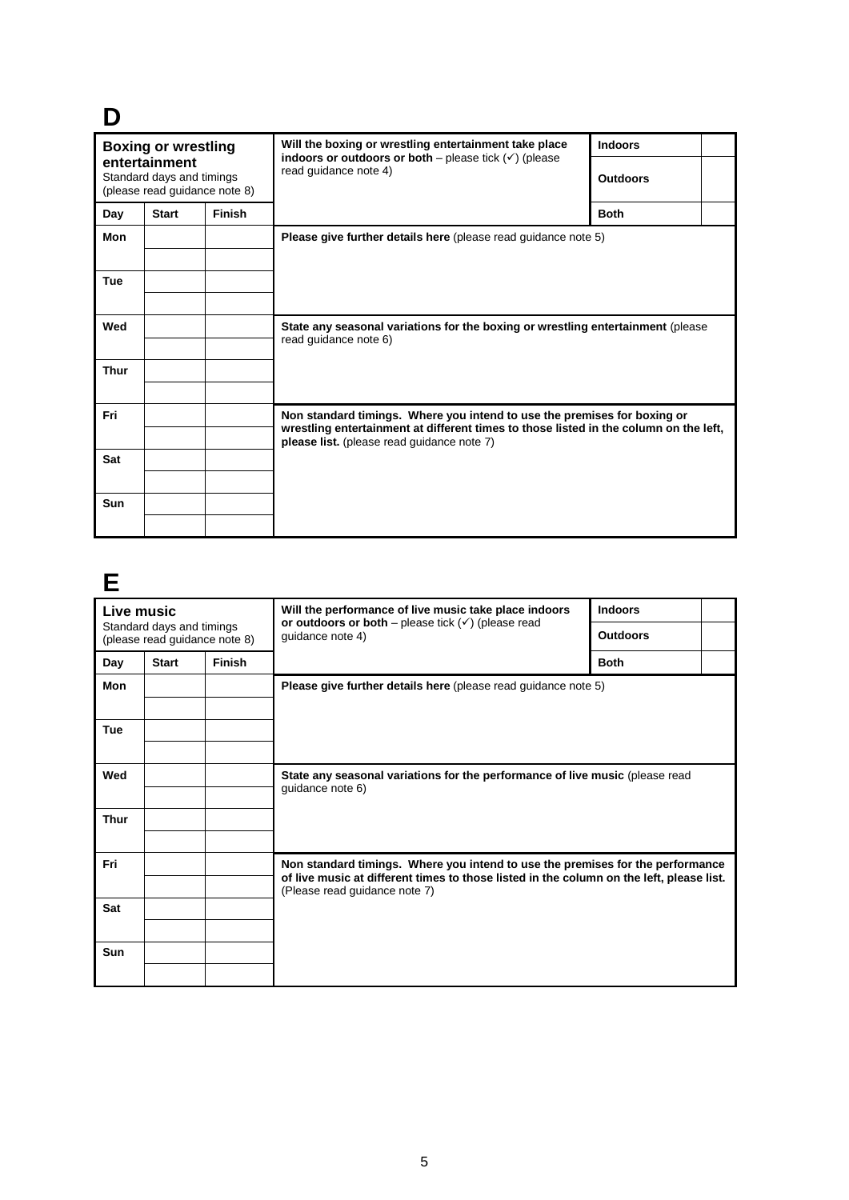# D

| **Boxing or wrestling entertainment** Standard days and timings (please read guidance note 8) | | | **Will the boxing or wrestling entertainment take place indoors or outdoors or both** – please tick (✓) (please read guidance note 4) | **Indoors** | |
|---|---|---|---|---|---|
| | | | | **Outdoors** | |
| **Day** | **Start** | **Finish** | | **Both** | |
| **Mon** | | | **Please give further details here** (please read guidance note 5) | | |
| | | | | | |
| **Tue** | | | | | |
| | | | | | |
| **Wed** | | | **State any seasonal variations for the boxing or wrestling entertainment** (please read guidance note 6) | | |
| | | | | | |
| **Thur** | | | | | |
| | | | | | |
| **Fri** | | | **Non standard timings. Where you intend to use the premises for boxing or wrestling entertainment at different times to those listed in the column on the left, please list.** (please read guidance note 7) | | |
| | | | | | |
| **Sat** | | | | | |
| | | | | | |
| **Sun** | | | | | |
| | | | | | |

# E

| **Live music** Standard days and timings (please read guidance note 8) | | | **Will the performance of live music take place indoors or outdoors or both** – please tick (✓) (please read guidance note 4) | **Indoors** | |
|---|---|---|---|---|---|
| | | | | **Outdoors** | |
| **Day** | **Start** | **Finish** | | **Both** | |
| **Mon** | | | **Please give further details here** (please read guidance note 5) | | |
| | | | | | |
| **Tue** | | | | | |
| | | | | | |
| **Wed** | | | **State any seasonal variations for the performance of live music** (please read guidance note 6) | | |
| | | | | | |
| **Thur** | | | | | |
| | | | | | |
| **Fri** | | | **Non standard timings. Where you intend to use the premises for the performance of live music at different times to those listed in the column on the left, please list.** (Please read guidance note 7) | | |
| | | | | | |
| **Sat** | | | | | |
| | | | | | |
| **Sun** | | | | | |
| | | | | | |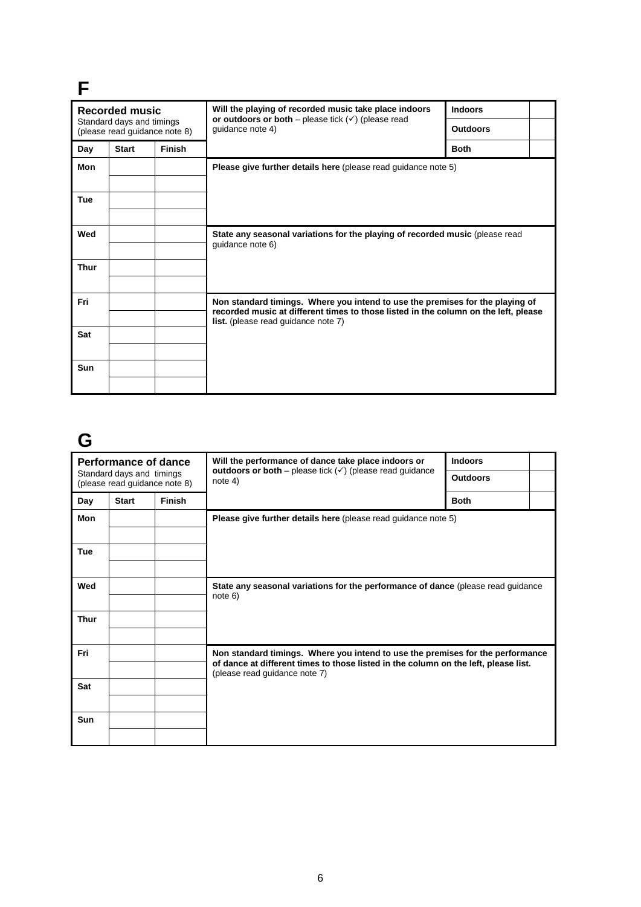# F

| Recorded music<br>Standard days and timings (please read guidance note 8) | | | Will the playing of recorded music take place indoors or outdoors or both – please tick (✓) (please read guidance note 4) | | |
|---|---|---|---|---|---|
| | | | | Indoors | |
| | | | | Outdoors | |
| **Day** | **Start** | **Finish** | | **Both** | |
| **Mon** | | | **Please give further details here** (please read guidance note 5) | | |
| | | | | | |
| **Tue** | | | | | |
| | | | | | |
| **Wed** | | | **State any seasonal variations for the playing of recorded music** (please read guidance note 6) | | |
| | | | | | |
| **Thur** | | | | | |
| | | | | | |
| **Fri** | | | **Non standard timings. Where you intend to use the premises for the playing of recorded music at different times to those listed in the column on the left, please list.** (please read guidance note 7) | | |
| | | | | | |
| **Sat** | | | | | |
| | | | | | |
| **Sun** | | | | | |
| | | | | | |

# G

| Performance of dance<br>Standard days and timings (please read guidance note 8) | | | Will the performance of dance take place indoors or outdoors or both – please tick (✓) (please read guidance note 4) | | |
|---|---|---|---|---|---|
| | | | | Indoors | |
| | | | | Outdoors | |
| **Day** | **Start** | **Finish** | | **Both** | |
| **Mon** | | | **Please give further details here** (please read guidance note 5) | | |
| | | | | | |
| **Tue** | | | | | |
| | | | | | |
| **Wed** | | | **State any seasonal variations for the performance of dance** (please read guidance note 6) | | |
| | | | | | |
| **Thur** | | | | | |
| | | | | | |
| **Fri** | | | **Non standard timings. Where you intend to use the premises for the performance of dance at different times to those listed in the column on the left, please list.** (please read guidance note 7) | | |
| | | | | | |
| **Sat** | | | | | |
| | | | | | |
| **Sun** | | | | | |
| | | | | | |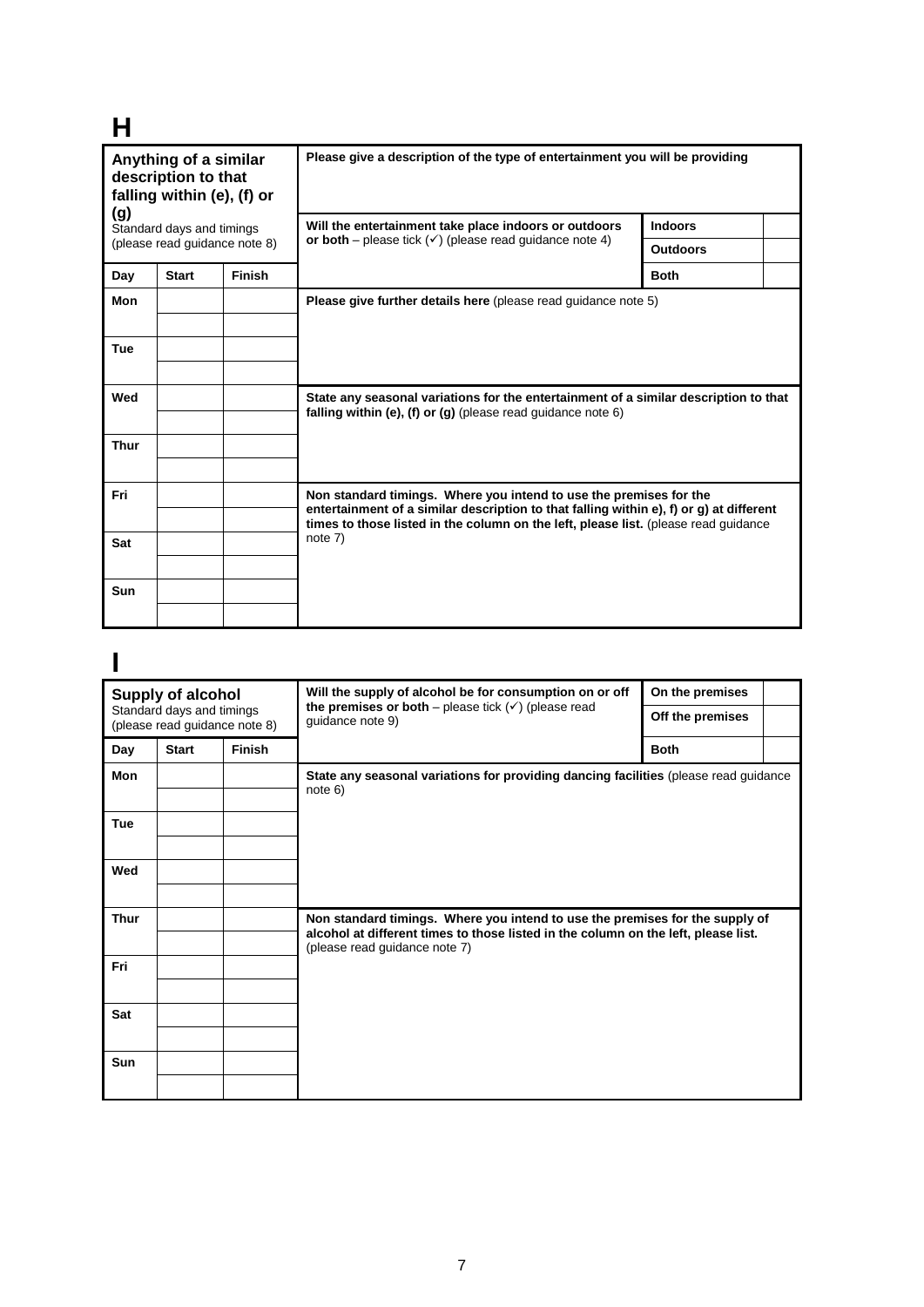# H

| **Anything of a similar description to that falling within (e), (f) or (g)** Standard days and timings (please read guidance note 8) | | |
|---|---|---|
| **Day** | **Start** | **Finish** |
| **Mon** | | |
| | | |
| **Tue** | | |
| | | |
| **Wed** | | |
| | | |
| **Thur** | | |
| | | |
| **Fri** | | |
| | | |
| **Sat** | | |
| | | |
| **Sun** | | |
| | | |

**Please give a description of the type of entertainment you will be providing**

| **Will the entertainment take place indoors or outdoors or both** – please tick (✓) (please read guidance note 4) | | |
|---|---|---|
| | **Indoors** | |
| | **Outdoors** | |
| | **Both** | |

**Please give further details here** (please read guidance note 5)

**State any seasonal variations for the entertainment of a similar description to that falling within (e), (f) or (g)** (please read guidance note 6)

**Non standard timings. Where you intend to use the premises for the entertainment of a similar description to that falling within e), f) or g) at different times to those listed in the column on the left, please list.** (please read guidance note 7)

# I

| **Supply of alcohol** Standard days and timings (please read guidance note 8) | | |
|---|---|---|
| **Day** | **Start** | **Finish** |
| **Mon** | | |
| | | |
| **Tue** | | |
| | | |
| **Wed** | | |
| | | |
| **Thur** | | |
| | | |
| **Fri** | | |
| | | |
| **Sat** | | |
| | | |
| **Sun** | | |
| | | |

| **Will the supply of alcohol be for consumption on or off the premises or both** – please tick (✓) (please read guidance note 9) | | |
|---|---|---|
| | **On the premises** | |
| | **Off the premises** | |
| | **Both** | |

**State any seasonal variations for providing dancing facilities** (please read guidance note 6)

**Non standard timings. Where you intend to use the premises for the supply of alcohol at different times to those listed in the column on the left, please list.** (please read guidance note 7)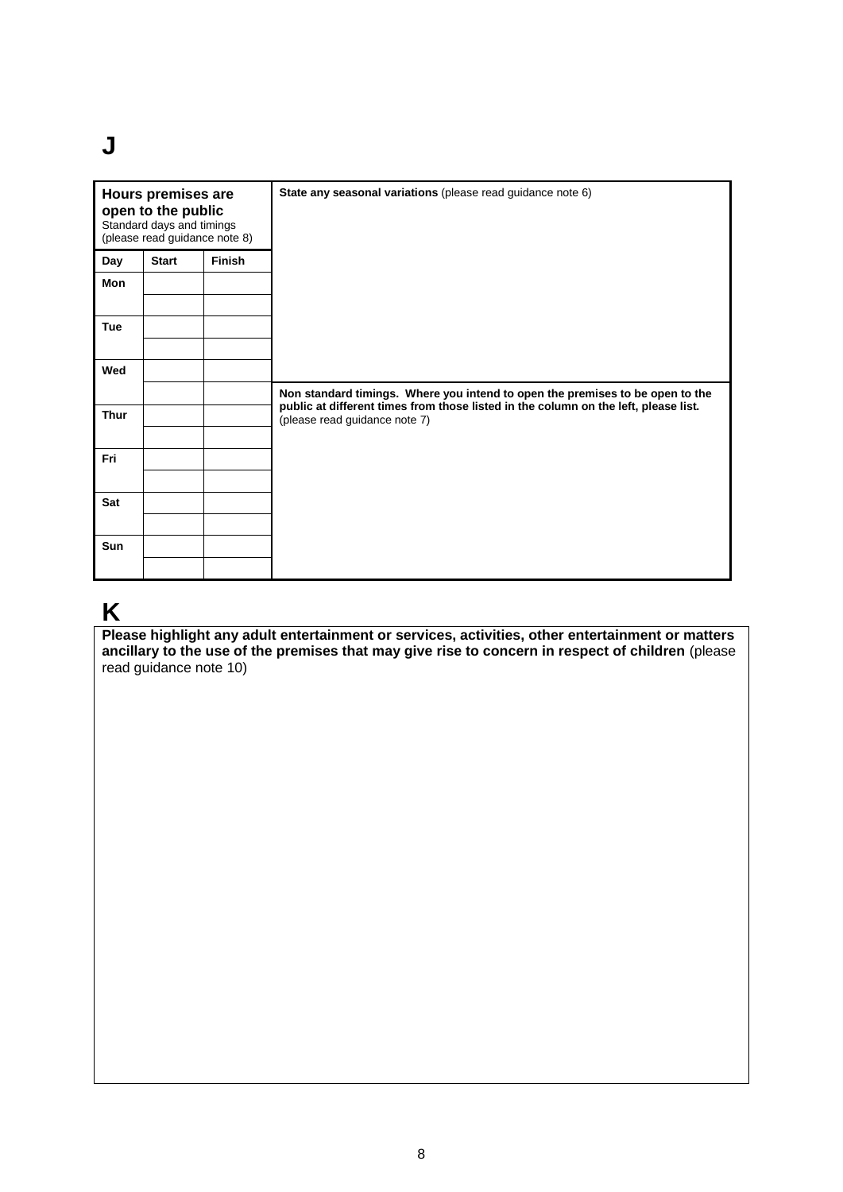# J

| Hours premises are open to the public<br>Standard days and timings<br>(please read guidance note 8) | | |
|---|---|---|
| **Day** | **Start** | **Finish** |
| **Mon** | | |
| | | |
| **Tue** | | |
| | | |
| **Wed** | | |
| | | |
| **Thur** | | |
| | | |
| **Fri** | | |
| | | |
| **Sat** | | |
| | | |
| **Sun** | | |
| | | |

**State any seasonal variations** (please read guidance note 6)

**Non standard timings. Where you intend to open the premises to be open to the public at different times from those listed in the column on the left, please list.** (please read guidance note 7)

# K

**Please highlight any adult entertainment or services, activities, other entertainment or matters ancillary to the use of the premises that may give rise to concern in respect of children** (please read guidance note 10)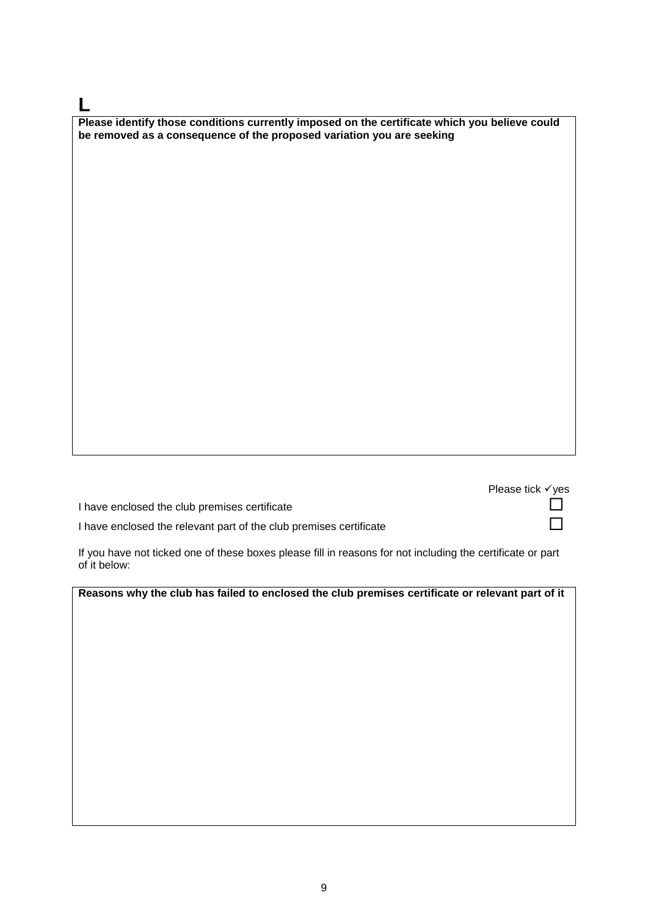## L

**Please identify those conditions currently imposed on the certificate which you believe could be removed as a consequence of the proposed variation you are seeking**

| | Please tick ✓yes |
|---|---|
| I have enclosed the club premises certificate | ☐ |
| I have enclosed the relevant part of the club premises certificate | ☐ |

If you have not ticked one of these boxes please fill in reasons for not including the certificate or part of it below:

**Reasons why the club has failed to enclosed the club premises certificate or relevant part of it**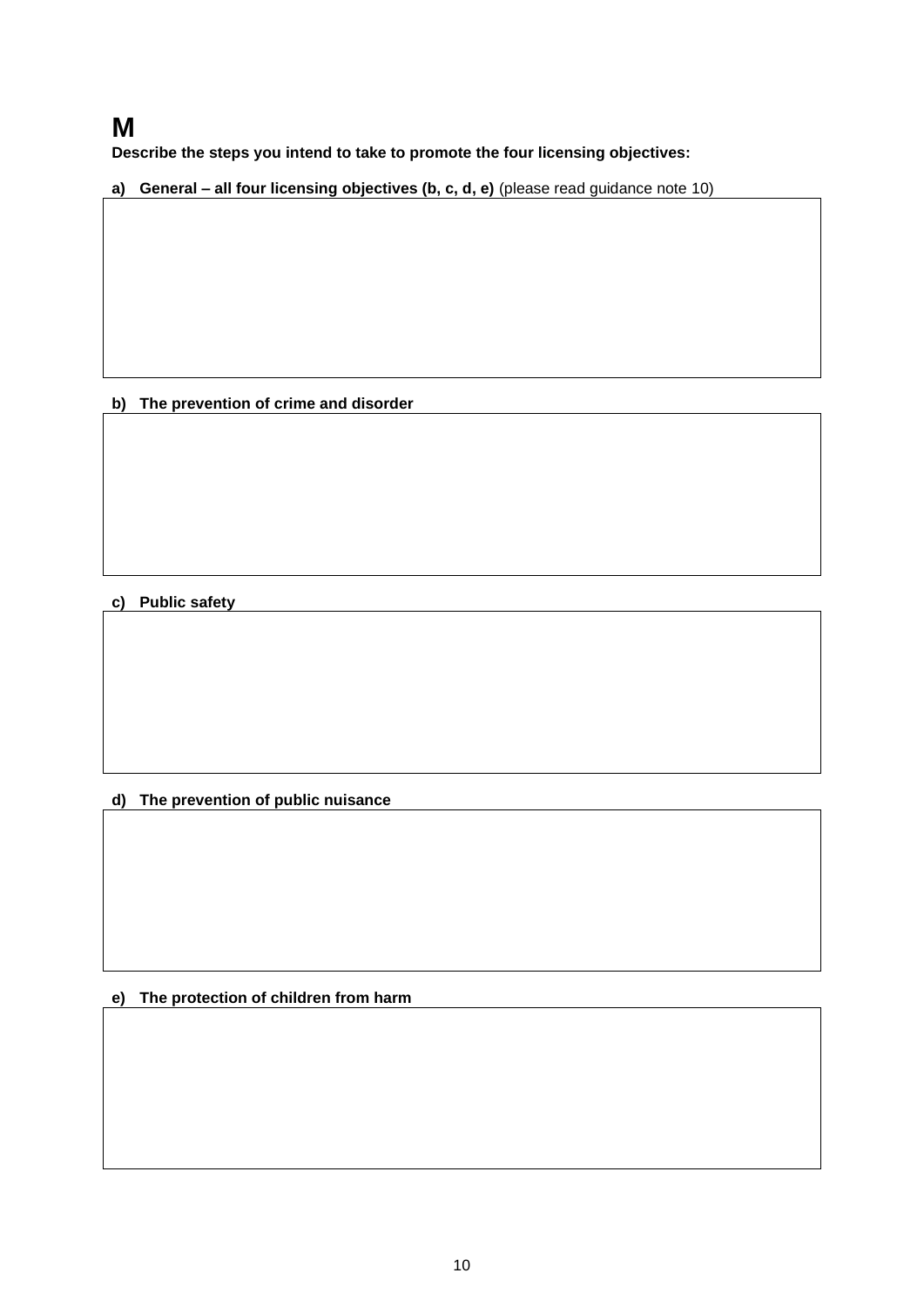# M

**Describe the steps you intend to take to promote the four licensing objectives:**

**a) General – all four licensing objectives (b, c, d, e)** (please read guidance note 10)

| |
|---|
| |

**b) The prevention of crime and disorder**

| |
|---|
| |

**c) Public safety**

| |
|---|
| |

**d) The prevention of public nuisance**

| |
|---|
| |

**e) The protection of children from harm**

| |
|---|
| |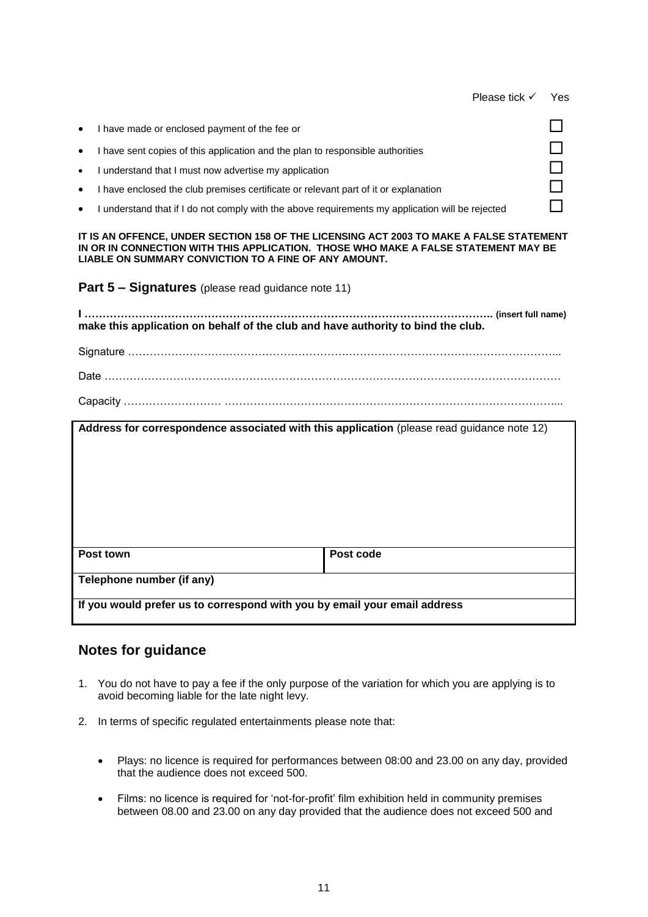| | Please tick ✓ Yes |
|---|---|
| I have made or enclosed payment of the fee or | ☐ |
| I have sent copies of this application and the plan to responsible authorities | ☐ |
| I understand that I must now advertise my application | ☐ |
| I have enclosed the club premises certificate or relevant part of it or explanation | ☐ |
| I understand that if I do not comply with the above requirements my application will be rejected | ☐ |

**IT IS AN OFFENCE, UNDER SECTION 158 OF THE LICENSING ACT 2003 TO MAKE A FALSE STATEMENT IN OR IN CONNECTION WITH THIS APPLICATION. THOSE WHO MAKE A FALSE STATEMENT MAY BE LIABLE ON SUMMARY CONVICTION TO A FINE OF ANY AMOUNT.**

## Part 5 – Signatures (please read guidance note 11)

**I ………………………………………………………………………………………………. (insert full name) make this application on behalf of the club and have authority to bind the club.**

Signature ……………………………………………………………………………………………………...

Date …………………………………………………………………………………………………………

Capacity ……………………… ……………………………………………………………………………....

| Address for correspondence associated with this application (please read guidance note 12) | |
|---|---|
| | |
| **Post town** | **Post code** |
| **Telephone number (if any)** | |
| **If you would prefer us to correspond with you by email your email address** | |

## Notes for guidance

1. You do not have to pay a fee if the only purpose of the variation for which you are applying is to avoid becoming liable for the late night levy.
2. In terms of specific regulated entertainments please note that:
   - Plays: no licence is required for performances between 08:00 and 23.00 on any day, provided that the audience does not exceed 500.
   - Films: no licence is required for 'not-for-profit' film exhibition held in community premises between 08.00 and 23.00 on any day provided that the audience does not exceed 500 and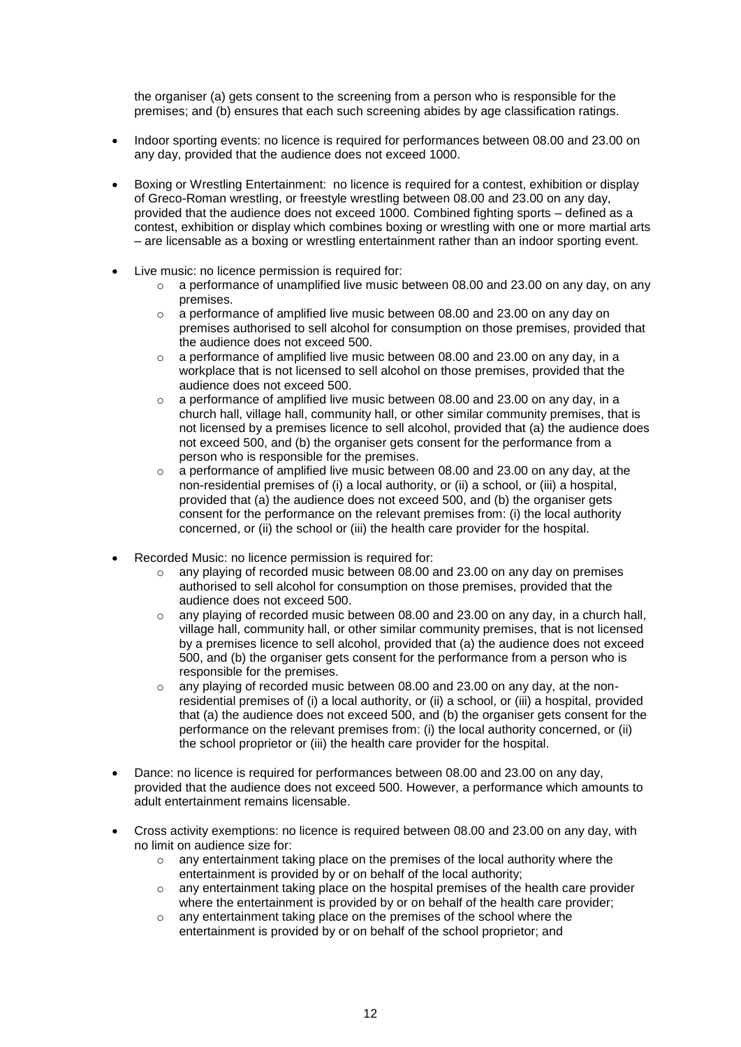the organiser (a) gets consent to the screening from a person who is responsible for the premises; and (b) ensures that each such screening abides by age classification ratings.

- Indoor sporting events: no licence is required for performances between 08.00 and 23.00 on any day, provided that the audience does not exceed 1000.

- Boxing or Wrestling Entertainment: no licence is required for a contest, exhibition or display of Greco-Roman wrestling, or freestyle wrestling between 08.00 and 23.00 on any day, provided that the audience does not exceed 1000. Combined fighting sports – defined as a contest, exhibition or display which combines boxing or wrestling with one or more martial arts – are licensable as a boxing or wrestling entertainment rather than an indoor sporting event.

- Live music: no licence permission is required for:
  - a performance of unamplified live music between 08.00 and 23.00 on any day, on any premises.
  - a performance of amplified live music between 08.00 and 23.00 on any day on premises authorised to sell alcohol for consumption on those premises, provided that the audience does not exceed 500.
  - a performance of amplified live music between 08.00 and 23.00 on any day, in a workplace that is not licensed to sell alcohol on those premises, provided that the audience does not exceed 500.
  - a performance of amplified live music between 08.00 and 23.00 on any day, in a church hall, village hall, community hall, or other similar community premises, that is not licensed by a premises licence to sell alcohol, provided that (a) the audience does not exceed 500, and (b) the organiser gets consent for the performance from a person who is responsible for the premises.
  - a performance of amplified live music between 08.00 and 23.00 on any day, at the non-residential premises of (i) a local authority, or (ii) a school, or (iii) a hospital, provided that (a) the audience does not exceed 500, and (b) the organiser gets consent for the performance on the relevant premises from: (i) the local authority concerned, or (ii) the school or (iii) the health care provider for the hospital.

- Recorded Music: no licence permission is required for:
  - any playing of recorded music between 08.00 and 23.00 on any day on premises authorised to sell alcohol for consumption on those premises, provided that the audience does not exceed 500.
  - any playing of recorded music between 08.00 and 23.00 on any day, in a church hall, village hall, community hall, or other similar community premises, that is not licensed by a premises licence to sell alcohol, provided that (a) the audience does not exceed 500, and (b) the organiser gets consent for the performance from a person who is responsible for the premises.
  - any playing of recorded music between 08.00 and 23.00 on any day, at the non-residential premises of (i) a local authority, or (ii) a school, or (iii) a hospital, provided that (a) the audience does not exceed 500, and (b) the organiser gets consent for the performance on the relevant premises from: (i) the local authority concerned, or (ii) the school proprietor or (iii) the health care provider for the hospital.

- Dance: no licence is required for performances between 08.00 and 23.00 on any day, provided that the audience does not exceed 500. However, a performance which amounts to adult entertainment remains licensable.

- Cross activity exemptions: no licence is required between 08.00 and 23.00 on any day, with no limit on audience size for:
  - any entertainment taking place on the premises of the local authority where the entertainment is provided by or on behalf of the local authority;
  - any entertainment taking place on the hospital premises of the health care provider where the entertainment is provided by or on behalf of the health care provider;
  - any entertainment taking place on the premises of the school where the entertainment is provided by or on behalf of the school proprietor; and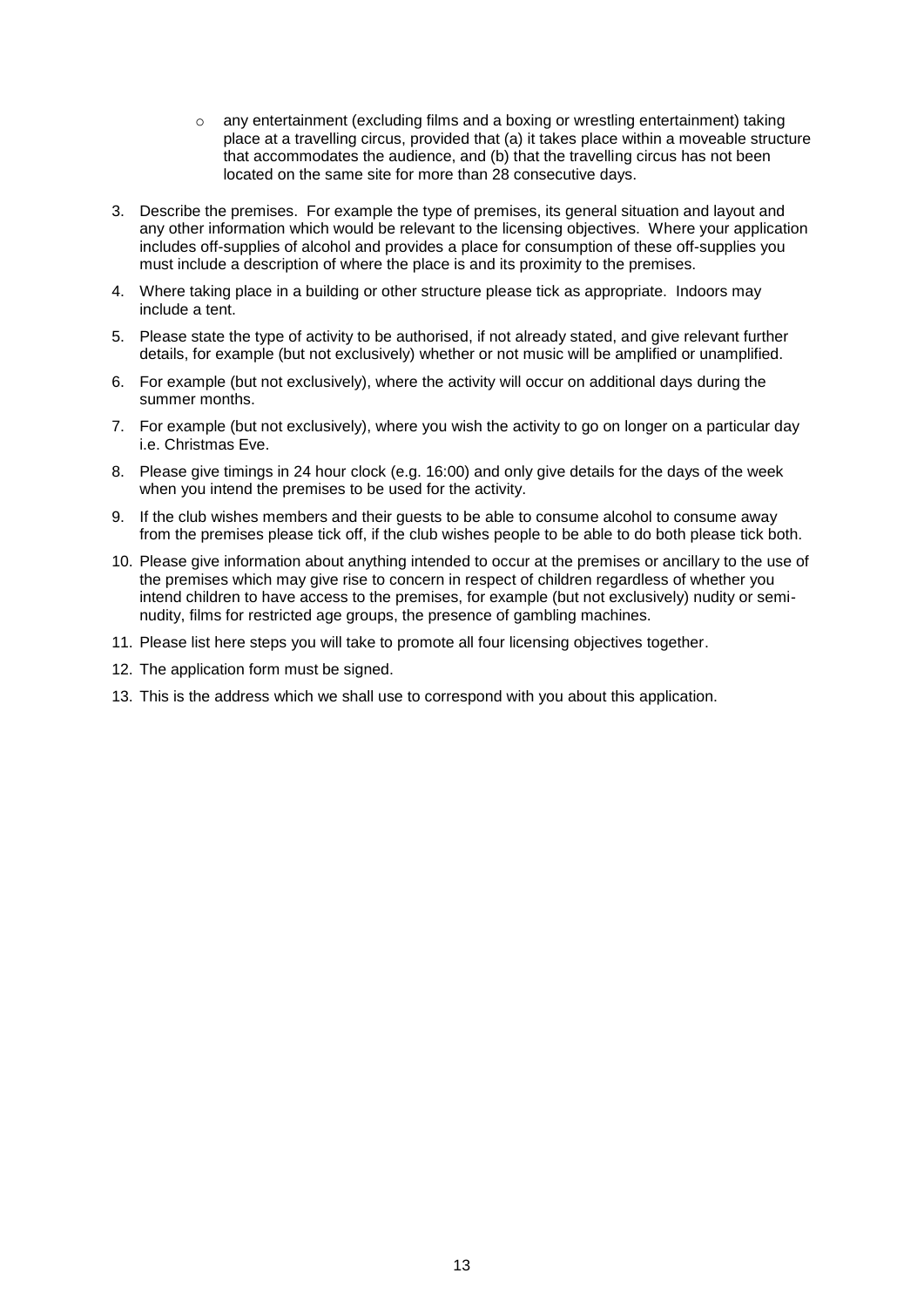- any entertainment (excluding films and a boxing or wrestling entertainment) taking place at a travelling circus, provided that (a) it takes place within a moveable structure that accommodates the audience, and (b) that the travelling circus has not been located on the same site for more than 28 consecutive days.

3. Describe the premises. For example the type of premises, its general situation and layout and any other information which would be relevant to the licensing objectives. Where your application includes off-supplies of alcohol and provides a place for consumption of these off-supplies you must include a description of where the place is and its proximity to the premises.
4. Where taking place in a building or other structure please tick as appropriate. Indoors may include a tent.
5. Please state the type of activity to be authorised, if not already stated, and give relevant further details, for example (but not exclusively) whether or not music will be amplified or unamplified.
6. For example (but not exclusively), where the activity will occur on additional days during the summer months.
7. For example (but not exclusively), where you wish the activity to go on longer on a particular day i.e. Christmas Eve.
8. Please give timings in 24 hour clock (e.g. 16:00) and only give details for the days of the week when you intend the premises to be used for the activity.
9. If the club wishes members and their guests to be able to consume alcohol to consume away from the premises please tick off, if the club wishes people to be able to do both please tick both.
10. Please give information about anything intended to occur at the premises or ancillary to the use of the premises which may give rise to concern in respect of children regardless of whether you intend children to have access to the premises, for example (but not exclusively) nudity or semi-nudity, films for restricted age groups, the presence of gambling machines.
11. Please list here steps you will take to promote all four licensing objectives together.
12. The application form must be signed.
13. This is the address which we shall use to correspond with you about this application.